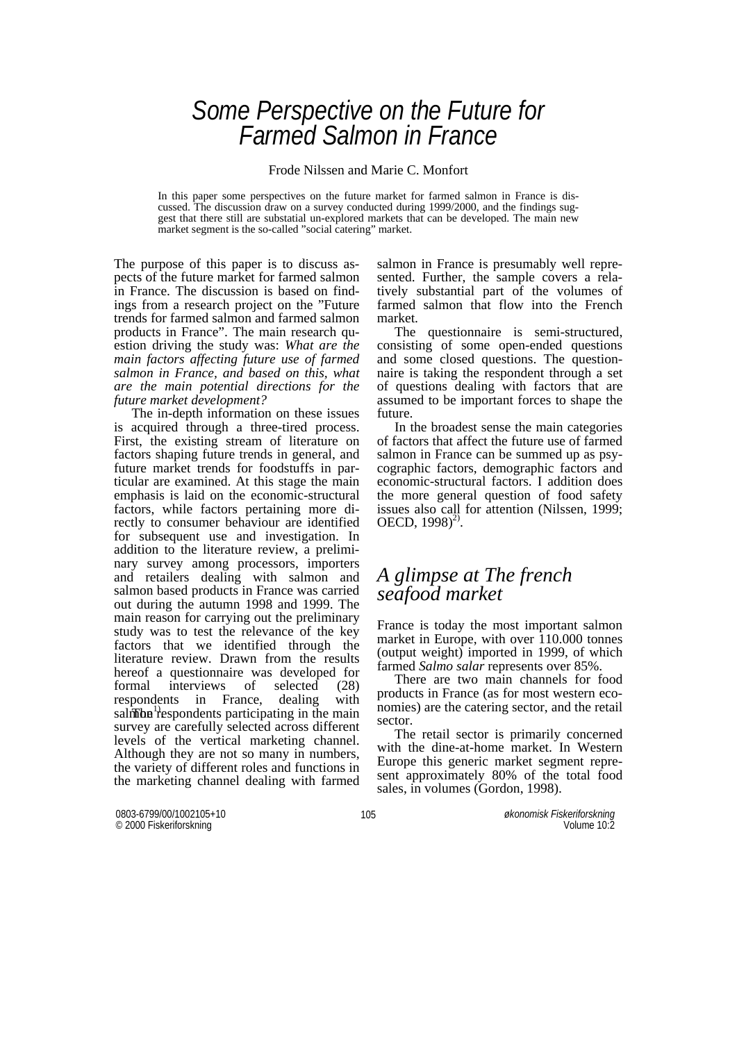# Some Perspective on the Future for Farmed Salmon in France

Frode Nilssen and Marie C. Monfort

In this paper some perspectives on the future market for farmed salmon in France is discussed. The discussion draw on a survey conducted during 1999/2000, and the findings suggest that there still are substatial un-explored markets that can be developed. The main new market segment is the so-called "social catering" market.

The purpose of this paper is to discuss aspects of the future market for farmed salmon in France. The discussion is based on findings from a research project on the "Future trends for farmed salmon and farmed salmon products in France". The main research question driving the study was: *What are the main factors affecting future use of farmed salmon in France, and based on this, what are the main potential directions for the future market development?*

The in-depth information on these issues is acquired through a three-tired process. First, the existing stream of literature on factors shaping future trends in general, and future market trends for foodstuffs in particular are examined. At this stage the main emphasis is laid on the economic-structural factors, while factors pertaining more directly to consumer behaviour are identified for subsequent use and investigation. In addition to the literature review, a preliminary survey among processors, importers and retailers dealing with salmon and salmon based products in France was carried out during the autumn 1998 and 1999. The main reason for carrying out the preliminary study was to test the relevance of the key factors that we identified through the literature review. Drawn from the results hereof a questionnaire was developed for formal interviews of selected (28) respondents in France, dealing with salmon[1]. The respondents participating in the main survey are carefully selected across different levels of the vertical marketing channel. Although they are not so many in numbers, the variety of different roles and functions in the marketing channel dealing with farmed salmon in France is presumably well represented. Further, the sample covers a relatively substantial part of the volumes of farmed salmon that flow into the French market.

The questionnaire is semi-structured, consisting of some open-ended questions and some closed questions. The questionnaire is taking the respondent through a set of questions dealing with factors that are assumed to be important forces to shape the future.

In the broadest sense the main categories of factors that affect the future use of farmed salmon in France can be summed up as psycographic factors, demographic factors and economic-structural factors. I addition does the more general question of food safety issues also call for attention (Nilssen, 1999; OECD, 1998)[2].

## A glimpse at The french seafood market

France is today the most important salmon market in Europe, with over 110.000 tonnes (output weight) imported in 1999, of which farmed *Salmo salar* represents over 85%.

There are two main channels for food products in France (as for most western economies) are the catering sector, and the retail sector.

The retail sector is primarily concerned with the dine-at-home market. In Western Europe this generic market segment represent approximately 80% of the total food sales, in volumes (Gordon, 1998).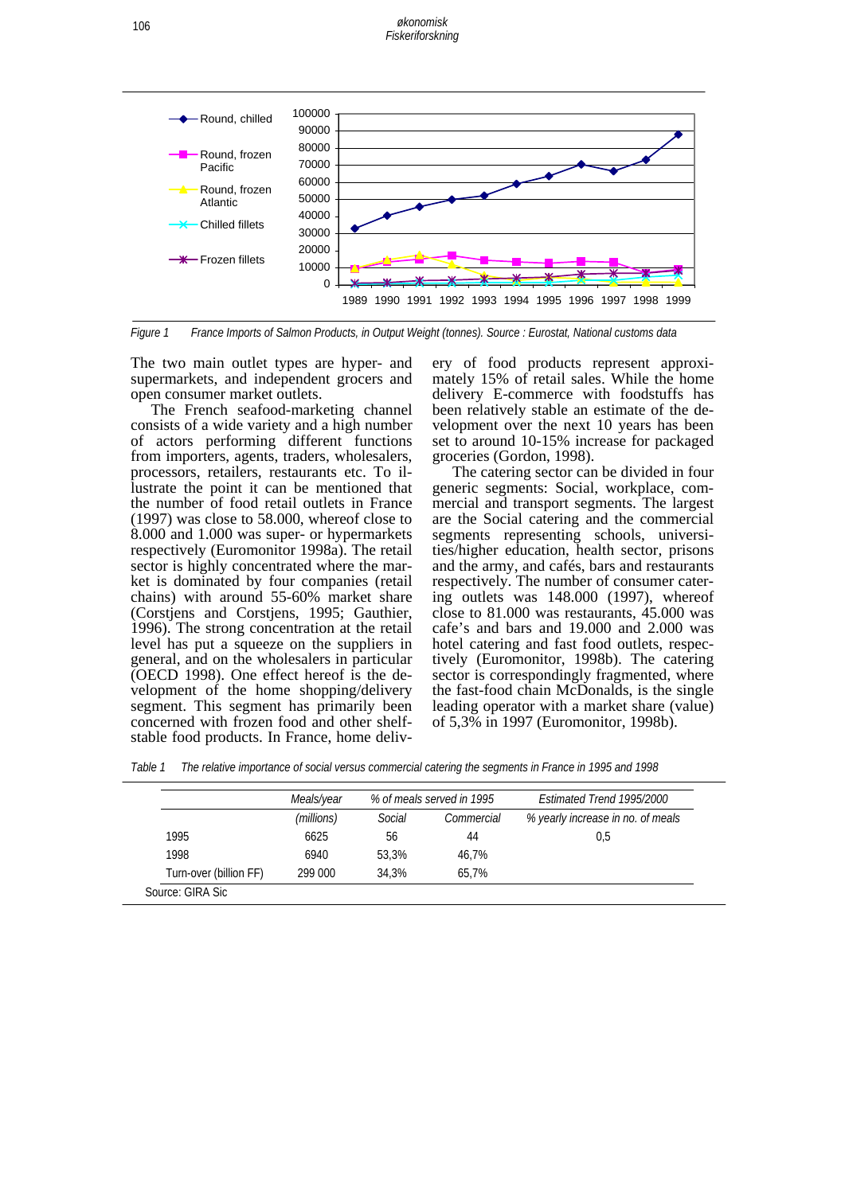*Figure 1 France Imports of Salmon Products, in Output Weight (tonnes). Source : Eurostat, National customs data*

The two main outlet types are hyper- and supermarkets, and independent grocers and open consumer market outlets.

The French seafood-marketing channel consists of a wide variety and a high number of actors performing different functions from importers, agents, traders, wholesalers, processors, retailers, restaurants etc. To illustrate the point it can be mentioned that the number of food retail outlets in France (1997) was close to 58.000, whereof close to 8.000 and 1.000 was super- or hypermarkets respectively (Euromonitor 1998a). The retail sector is highly concentrated where the market is dominated by four companies (retail chains) with around 55-60% market share (Corstjens and Corstjens, 1995; Gauthier, 1996). The strong concentration at the retail level has put a squeeze on the suppliers in general, and on the wholesalers in particular (OECD 1998). One effect hereof is the development of the home shopping/delivery segment. This segment has primarily been concerned with frozen food and other shelf-stable food products. In France, home delivery of food products represent approximately 15% of retail sales. While the home delivery E-commerce with foodstuffs has been relatively stable an estimate of the development over the next 10 years has been set to around 10-15% increase for packaged groceries (Gordon, 1998).

The catering sector can be divided in four generic segments: Social, workplace, commercial and transport segments. The largest are the Social catering and the commercial segments representing schools, universities/higher education, health sector, prisons and the army, and cafés, bars and restaurants respectively. The number of consumer catering outlets was 148.000 (1997), whereof close to 81.000 was restaurants, 45.000 was cafe's and bars and 2.000 was hotel catering and fast food outlets, respectively (Euromonitor, 1998b). The catering sector is correspondingly fragmented, where the fast-food chain McDonalds, is the single leading operator with a market share (value) of 5,3% in 1997 (Euromonitor, 1998b).

*Table 1 The relative importance of social versus commercial catering the segments in France in 1995 and 1998*

| | *Meals/year* | *% of meals served in 1995* | | *Estimated Trend 1995/2000* |
|---|---|---|---|---|
| | *(millions)* | *Social* | *Commercial* | *% yearly increase in no. of meals* |
| 1995 | 6625 | 56 | 44 | 0,5 |
| 1998 | 6940 | 53,3% | 46,7% | |
| Turn-over (billion FF) | 299 000 | 34,3% | 65,7% | |

Source: GIRA Sic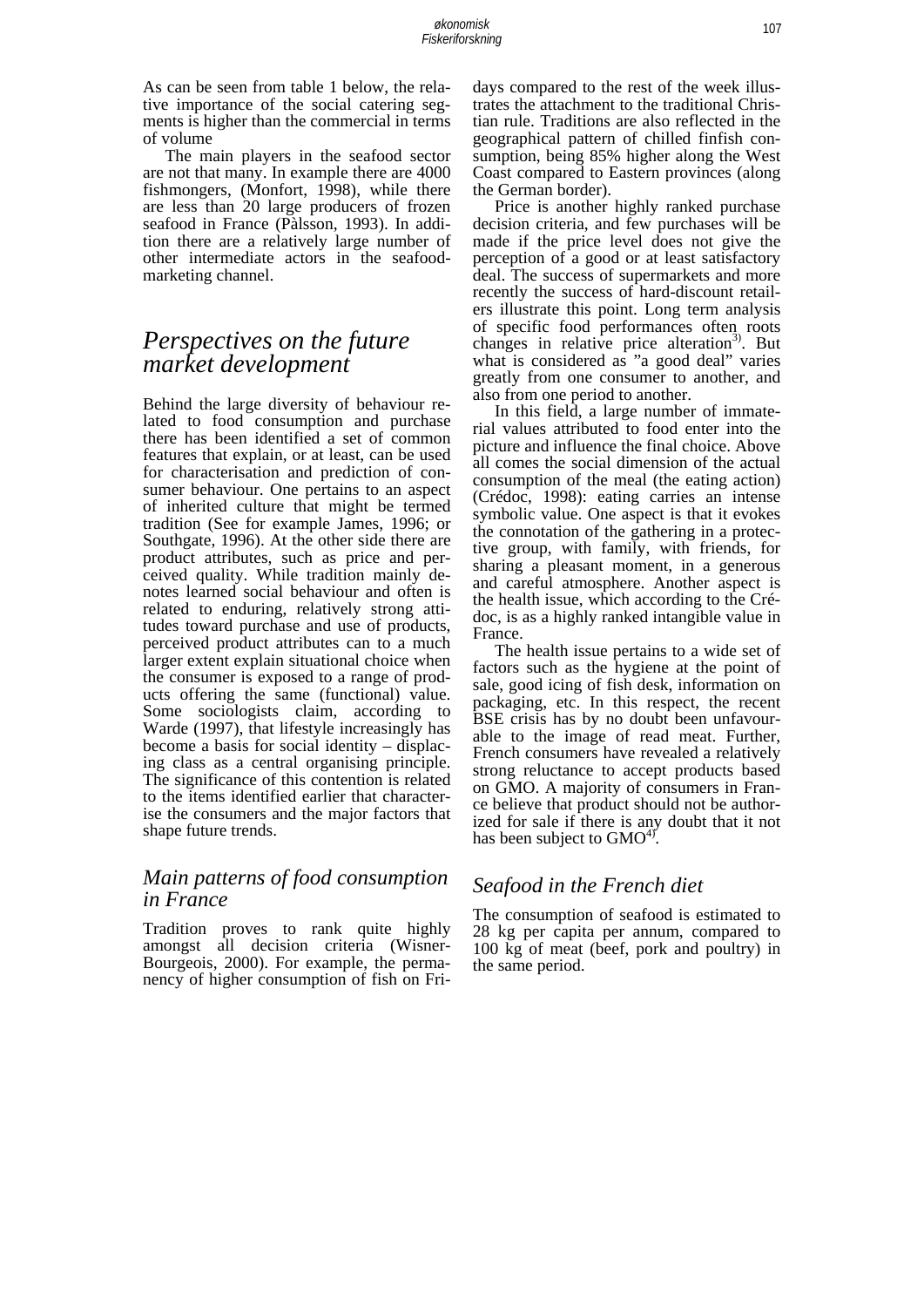As can be seen from table 1 below, the relative importance of the social catering segments is higher than the commercial in terms of volume

The main players in the seafood sector are not that many. In example there are 4000 fishmongers, (Monfort, 1998), while there are less than 20 large producers of frozen seafood in France (Pàlsson, 1993). In addition there are a relatively large number of other intermediate actors in the seafood-marketing channel.

## *Perspectives on the future market development*

Behind the large diversity of behaviour related to food consumption and purchase there has been identified a set of common features that explain, or at least, can be used for characterisation and prediction of consumer behaviour. One pertains to an aspect of inherited culture that might be termed tradition (See for example James, 1996; or Southgate, 1996). At the other side there are product attributes, such as price and perceived quality. While tradition mainly denotes learned social behaviour and often is related to enduring, relatively strong attitudes toward purchase and use of products, perceived product attributes can to a much larger extent explain situational choice when the consumer is exposed to a range of products offering the same (functional) value. Some sociologists claim, according to Warde (1997), that lifestyle increasingly has become a basis for social identity – displacing class as a central organising principle. The significance of this contention is related to the items identified earlier that characterise the consumers and the major factors that shape future trends.

### *Main patterns of food consumption in France*

Tradition proves to rank quite highly amongst all decision criteria (Wisner-Bourgeois, 2000). For example, the permanency of higher consumption of fish on Fridays compared to the rest of the week illustrates the attachment to the traditional Christian rule. Traditions are also reflected in the geographical pattern of chilled finfish consumption, being 85% higher along the West Coast compared to Eastern provinces (along the German border).

Price is another highly ranked purchase decision criteria, and few purchases will be made if the price level does not give the perception of a good or at least satisfactory deal. The success of supermarkets and more recently the success of hard-discount retailers illustrate this point. Long term analysis of specific food performances often roots changes in relative price alteration[3]. But what is considered as "a good deal" varies greatly from one consumer to another, and also from one period to another.

In this field, a large number of immaterial values attributed to food enter into the picture and influence the final choice. Above all comes the social dimension of the actual consumption of the meal (the eating action) (Crédoc, 1998): eating carries an intense symbolic value. One aspect is that it evokes the connotation of the gathering in a protective group, with family, with friends, for sharing a pleasant moment, in a generous and careful atmosphere. Another aspect is the health issue, which according to the Crédoc, is as a highly ranked intangible value in France.

The health issue pertains to a wide set of factors such as the hygiene at the point of sale, good icing of fish desk, information on packaging, etc. In this respect, the recent BSE crisis has by no doubt been unfavourable to the image of read meat. Further, French consumers have revealed a relatively strong reluctance to accept products based on GMO. A majority of consumers in France believe that product should not be authorized for sale if there is any doubt that it not has been subject to GMO[4].

### *Seafood in the French diet*

The consumption of seafood is estimated to 28 kg per capita per annum, compared to 100 kg of meat (beef, pork and poultry) in the same period.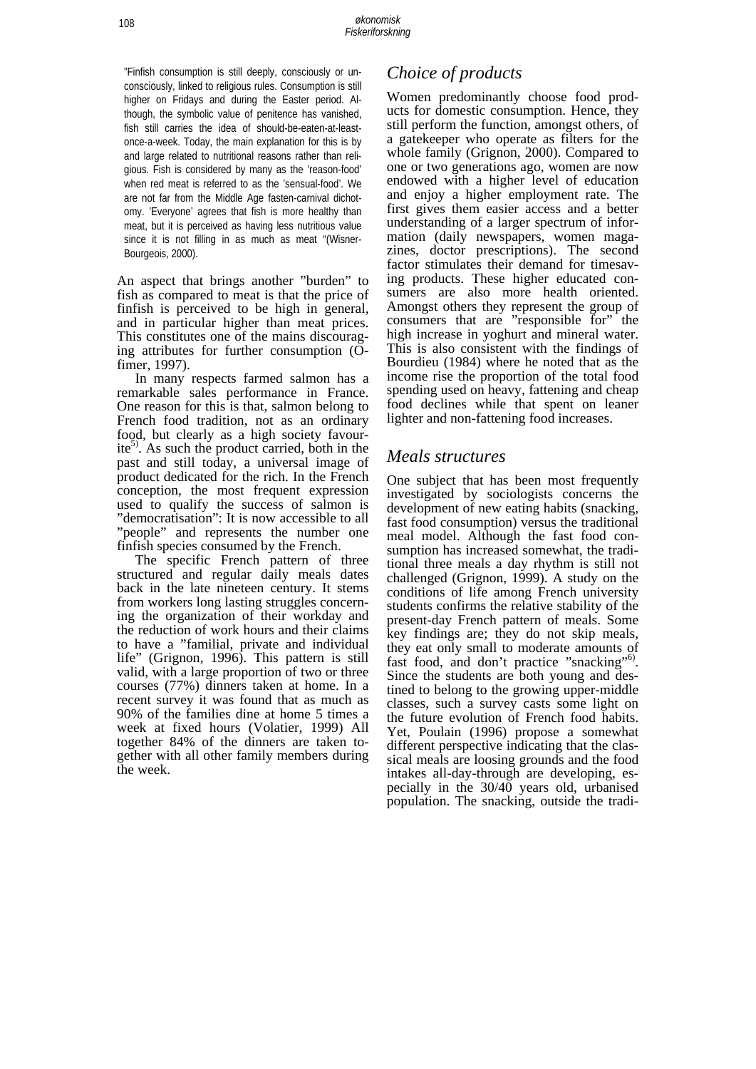"Finfish consumption is still deeply, consciously or unconsciously, linked to religious rules. Consumption is still higher on Fridays and during the Easter period. Although, the symbolic value of penitence has vanished, fish still carries the idea of should-be-eaten-at-least-once-a-week. Today, the main explanation for this is by and large related to nutritional reasons rather than religious. Fish is considered by many as the 'reason-food' when red meat is referred to as the 'sensual-food'. We are not far from the Middle Age fasten-carnival dichotomy. 'Everyone' agrees that fish is more healthy than meat, but it is perceived as having less nutritious value since it is not filling in as much as meat "(Wisner-Bourgeois, 2000).

An aspect that brings another "burden" to fish as compared to meat is that the price of finfish is perceived to be high in general, and in particular higher than meat prices. This constitutes one of the mains discouraging attributes for further consumption (O-fimer, 1997).

In many respects farmed salmon has a remarkable sales performance in France. One reason for this is that, salmon belong to French food tradition, not as an ordinary food, but clearly as a high society favourite[5]. As such the product carried, both in the past and still today, a universal image of product dedicated for the rich. In the French conception, the most frequent expression used to qualify the success of salmon is "democratisation": It is now accessible to all "people" and represents the number one finfish species consumed by the French.

The specific French pattern of three structured and regular daily meals dates back in the late nineteen century. It stems from workers long lasting struggles concerning the organization of their workday and the reduction of work hours and their claims to have a "familial, private and individual life" (Grignon, 1996). This pattern is still valid, with a large proportion of two or three courses (77%) dinners taken at home. In a recent survey it was found that as much as 90% of the families dine at home 5 times a week at fixed hours (Volatier, 1999) All together 84% of the dinners are taken together with all other family members during the week.

## *Choice of products*

Women predominantly choose food products for domestic consumption. Hence, they still perform the function, amongst others, of a gatekeeper who operate as filters for the whole family (Grignon, 2000). Compared to one or two generations ago, women are now endowed with a higher level of education and enjoy a higher employment rate. The first gives them easier access and a better understanding of a larger spectrum of information (daily newspapers, women magazines, doctor prescriptions). The second factor stimulates their demand for timesaving products. These higher educated consumers are also more health oriented. Amongst others they represent the group of consumers that are "responsible for" the high increase in yoghurt and mineral water. This is also consistent with the findings of Bourdieu (1984) where he noted that as the income rise the proportion of the total food spending used on heavy, fattening and cheap food declines while that spent on leaner lighter and non-fattening food increases.

## *Meals structures*

One subject that has been most frequently investigated by sociologists concerns the development of new eating habits (snacking, fast food consumption) versus the traditional meal model. Although the fast food consumption has increased somewhat, the traditional three meals a day rhythm is still not challenged (Grignon, 1999). A study on the conditions of life among French university students confirms the relative stability of the present-day French pattern of meals. Some key findings are; they do not skip meals, they eat only small to moderate amounts of fast food, and don't practice "snacking"[6]. Since the students are both young and destined to belong to the growing upper-middle classes, such a survey casts some light on the future evolution of French food habits. Yet, Poulain (1996) propose a somewhat different perspective indicating that the classical meals are loosing grounds and the food intakes all-day-through are developing, especially in the 30/40 years old, urbanised population. The snacking, outside the tradi-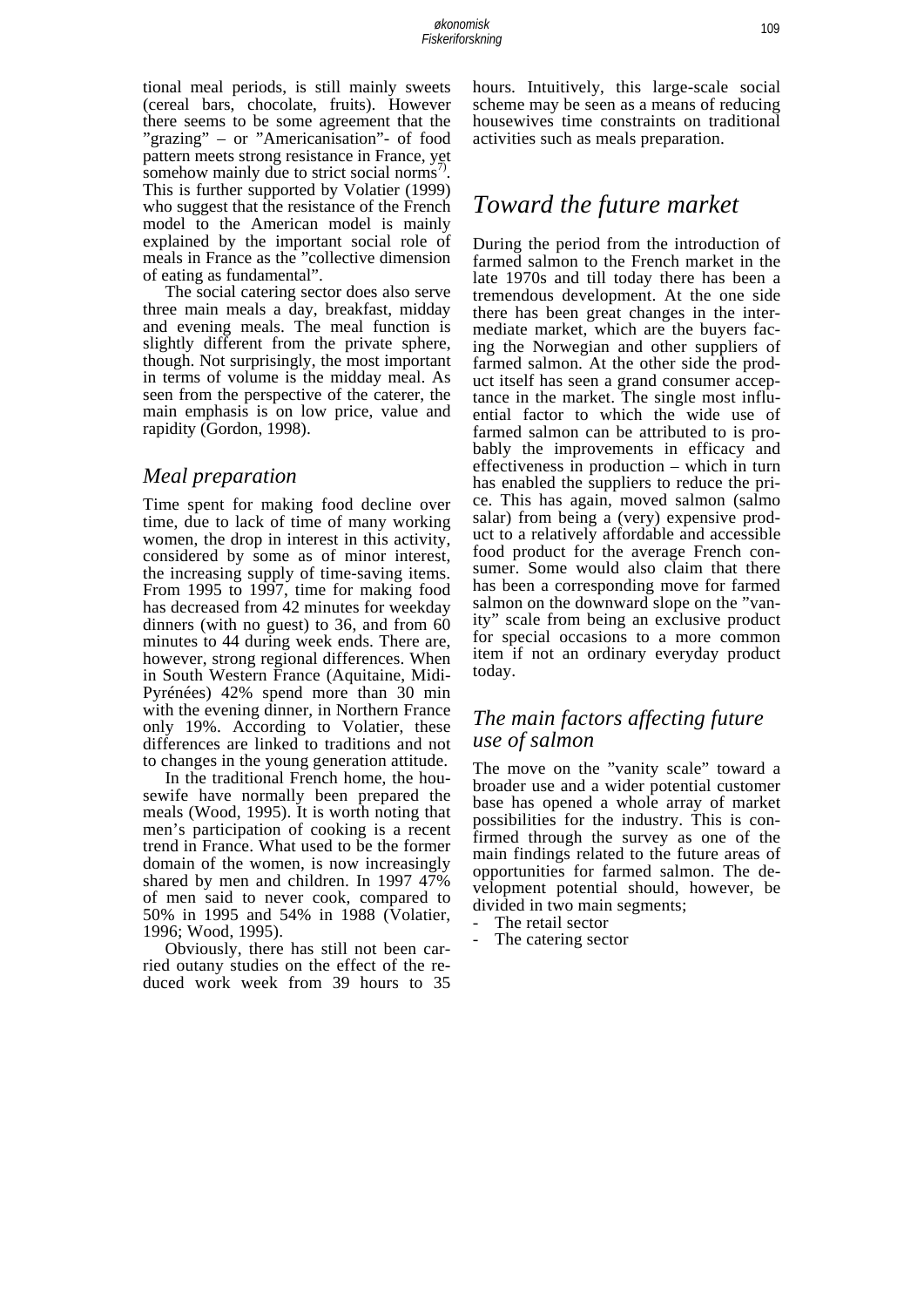tional meal periods, is still mainly sweets (cereal bars, chocolate, fruits). However there seems to be some agreement that the "grazing" – or "Americanisation"- of food pattern meets strong resistance in France, yet somehow mainly due to strict social norms[7]. This is further supported by Volatier (1999) who suggest that the resistance of the French model to the American model is mainly explained by the important social role of meals in France as the "collective dimension of eating as fundamental".

The social catering sector does also serve three main meals a day, breakfast, midday and evening meals. The meal function is slightly different from the private sphere, though. Not surprisingly, the most important in terms of volume is the midday meal. As seen from the perspective of the caterer, the main emphasis is on low price, value and rapidity (Gordon, 1998).

## *Meal preparation*

Time spent for making food decline over time, due to lack of time of many working women, the drop in interest in this activity, considered by some as of minor interest, the increasing supply of time-saving items. From 1995 to 1997, time for making food has decreased from 42 minutes for weekday dinners (with no guest) to 36, and from 60 minutes to 44 during week ends. There are, however, strong regional differences. When in South Western France (Aquitaine, Midi-Pyrénées) 42% spend more than 30 min with the evening dinner, in Northern France only 19%. According to Volatier, these differences are linked to traditions and not to changes in the young generation attitude.

In the traditional French home, the housewife have normally been prepared the meals (Wood, 1995). It is worth noting that men's participation of cooking is a recent trend in France. What used to be the former domain of the women, is now increasingly shared by men and children. In 1997 47% of men said to never cook, compared to 50% in 1995 and 54% in 1988 (Volatier, 1996; Wood, 1995).

Obviously, there has still not been carried outany studies on the effect of the reduced work week from 39 hours to 35 hours. Intuitively, this large-scale social scheme may be seen as a means of reducing housewives time constraints on traditional activities such as meals preparation.

# *Toward the future market*

During the period from the introduction of farmed salmon to the French market in the late 1970s and till today there has been a tremendous development. At the one side there has been great changes in the intermediate market, which are the buyers facing the Norwegian and other suppliers of farmed salmon. At the other side the product itself has seen a grand consumer acceptance in the market. The single most influential factor to which the wide use of farmed salmon can be attributed to is probably the improvements in efficacy and effectiveness in production – which in turn has enabled the suppliers to reduce the price. This has again, moved salmon (salmo salar) from being a (very) expensive product to a relatively affordable and accessible food product for the average French consumer. Some would also claim that there has been a corresponding move for farmed salmon on the downward slope on the "vanity" scale from being an exclusive product for special occasions to a more common item if not an ordinary everyday product today.

## *The main factors affecting future use of salmon*

The move on the "vanity scale" toward a broader use and a wider potential customer base has opened a whole array of market possibilities for the industry. This is confirmed through the survey as one of the main findings related to the future areas of opportunities for farmed salmon. The development potential should, however, be divided in two main segments;

- The retail sector
- The catering sector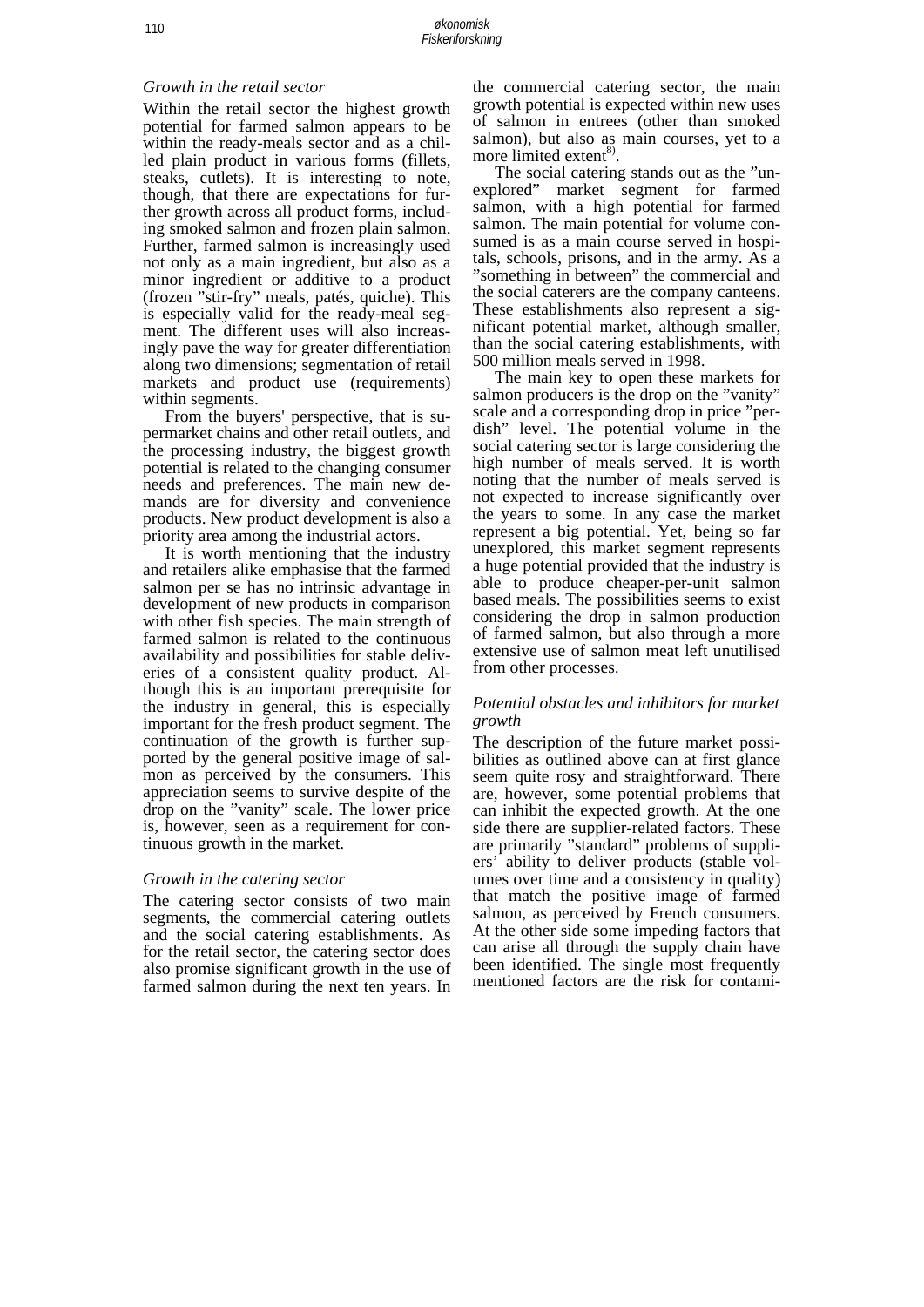### *Growth in the retail sector*

Within the retail sector the highest growth potential for farmed salmon appears to be within the ready-meals sector and as a chilled plain product in various forms (fillets, steaks, cutlets). It is interesting to note, though, that there are expectations for further growth across all product forms, including smoked salmon and frozen plain salmon. Further, farmed salmon is increasingly used not only as a main ingredient, but also as a minor ingredient or additive to a product (frozen "stir-fry" meals, patés, quiche). This is especially valid for the ready-meal segment. The different uses will also increasingly pave the way for greater differentiation along two dimensions; segmentation of retail markets and product use (requirements) within segments.

From the buyers' perspective, that is supermarket chains and other retail outlets, and the processing industry, the biggest growth potential is related to the changing consumer needs and preferences. The main new demands are for diversity and convenience products. New product development is also a priority area among the industrial actors.

It is worth mentioning that the industry and retailers alike emphasise that the farmed salmon per se has no intrinsic advantage in development of new products in comparison with other fish species. The main strength of farmed salmon is related to the continuous availability and possibilities for stable deliveries of a consistent quality product. Although this is an important prerequisite for the industry in general, this is especially important for the fresh product segment. The continuation of the growth is further supported by the general positive image of salmon as perceived by the consumers. This appreciation seems to survive despite of the drop on the "vanity" scale. The lower price is, however, seen as a requirement for continuous growth in the market.

### *Growth in the catering sector*

The catering sector consists of two main segments, the commercial catering outlets and the social catering establishments. As for the retail sector, the catering sector does also promise significant growth in the use of farmed salmon during the next ten years. In the commercial catering sector, the main growth potential is expected within new uses of salmon in entrees (other than smoked salmon), but also as main courses, yet to a more limited extent[8).

The social catering stands out as the "unexplored" market segment for farmed salmon, with a high potential for farmed salmon. The main potential for volume consumed is as a main course served in hospitals, schools, prisons, and in the army. As a "something in between" the commercial and the social caterers are the company canteens. These establishments also represent a significant potential market, although smaller, than the social catering establishments, with 500 million meals served in 1998.

The main key to open these markets for salmon producers is the drop on the "vanity" scale and a corresponding drop in price "per-dish" level. The potential volume in the social catering sector is large considering the high number of meals served. It is worth noting that the number of meals served is not expected to increase significantly over the years to some. In any case the market represent a big potential. Yet, being so far unexplored, this market segment represents a huge potential provided that the industry is able to produce cheaper-per-unit salmon based meals. The possibilities seems to exist considering the drop in salmon production of farmed salmon, but also through a more extensive use of salmon meat left unutilised from other processes.

### *Potential obstacles and inhibitors for market growth*

The description of the future market possibilities as outlined above can at first glance seem quite rosy and straightforward. There are, however, some potential problems that can inhibit the expected growth. At the one side there are supplier-related factors. These are primarily "standard" problems of suppliers' ability to deliver products (stable volumes over time and a consistency in quality) that match the positive image of farmed salmon, as perceived by French consumers. At the other side some impeding factors that can arise all through the supply chain have been identified. The single most frequently mentioned factors are the risk for contami-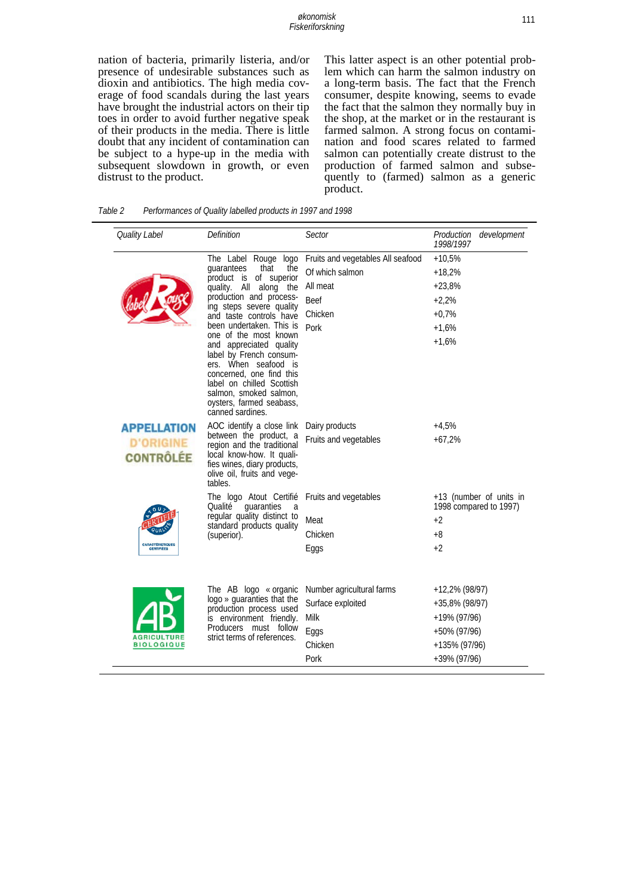nation of bacteria, primarily listeria, and/or presence of undesirable substances such as dioxin and antibiotics. The high media coverage of food scandals during the last years have brought the industrial actors on their tip toes in order to avoid further negative speak of their products in the media. There is little doubt that any incident of contamination can be subject to a hype-up in the media with subsequent slowdown in growth, or even distrust to the product.

This latter aspect is an other potential problem which can harm the salmon industry on a long-term basis. The fact that the French consumer, despite knowing, seems to evade the fact that the salmon they normally buy in the shop, at the market or in the restaurant is farmed salmon. A strong focus on contamination and food scares related to farmed salmon can potentially create distrust to the production of farmed salmon and subsequently to (farmed) salmon as a generic product.

*Table 2 Performances of Quality labelled products in 1997 and 1998*

| *Quality Label* | *Definition* | *Sector* | *Production development 1998/1997* |
|---|---|---|---|
| Label Rouge | The Label Rouge logo guarantees that the product is of superior quality. All along the production and processing steps severe quality and taste controls have been undertaken. This is one of the most known and appreciated quality label by French consumers. When seafood is concerned, one find this label on chilled Scottish salmon, smoked salmon, oysters, farmed seabass, canned sardines. | Fruits and vegetables All seafood | +10,5% |
| | | Of which salmon | +18,2% |
| | | All meat | +23,8% |
| | | Beef | +2,2% |
| | | Chicken | +0,7% |
| | | Pork | +1,6% |
| | | | +1,6% |
| APPELLATION D'ORIGINE CONTRÔLÉE | AOC identify a close link between the product, a region and the traditional local know-how. It qualifies wines, diary products, olive oil, fruits and vegetables. | Dairy products | +4,5% |
| | | Fruits and vegetables | +67,2% |
| Atout Certifié Qualité – CARACTÉRISTIQUES CERTIFIÉES | The logo Atout Certifié Qualité guaranties a regular quality distinct to standard products quality (superior). | Fruits and vegetables | +13 (number of units in 1998 compared to 1997) |
| | | Meat | +2 |
| | | Chicken | +8 |
| | | Eggs | +2 |
| AB AGRICULTURE BIOLOGIQUE | The AB logo « organic logo » guaranties that the production process used is environment friendly. Producers must follow strict terms of references. | Number agricultural farms | +12,2% (98/97) |
| | | Surface exploited | +35,8% (98/97) |
| | | Milk | +19% (97/96) |
| | | Eggs | +50% (97/96) |
| | | Chicken | +135% (97/96) |
| | | Pork | +39% (97/96) |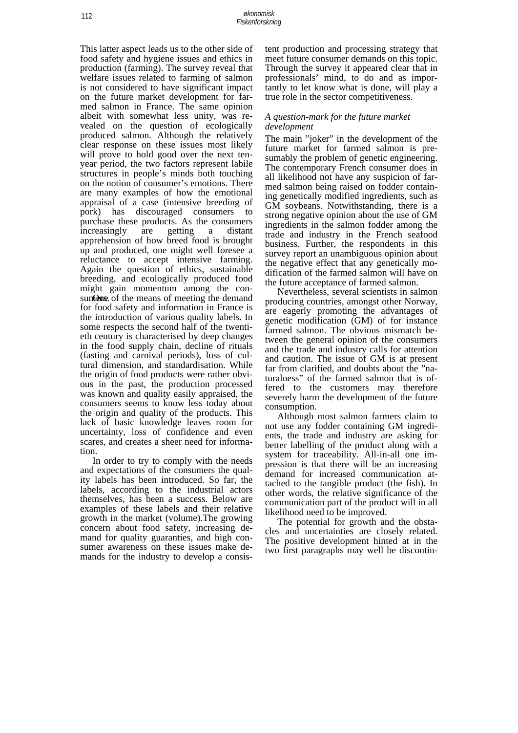This latter aspect leads us to the other side of food safety and hygiene issues and ethics in production (farming). The survey reveal that welfare issues related to farming of salmon is not considered to have significant impact on the future market development for farmed salmon in France. The same opinion albeit with somewhat less unity, was revealed on the question of ecologically produced salmon. Although the relatively clear response on these issues most likely will prove to hold good over the next ten-year period, the two factors represent labile structures in people's minds both touching on the notion of consumer's emotions. There are many examples of how the emotional appraisal of a case (intensive breeding of pork) has discouraged consumers to purchase these products. As the consumers increasingly are getting a distant apprehension of how breed food is brought up and produced, one might well foresee a reluctance to accept intensive farming. Again the question of ethics, sustainable breeding, and ecologically produced food might gain momentum among the consumers. One of the means of meeting the demand for food safety and information in France is the introduction of various quality labels. In some respects the second half of the twentieth century is characterised by deep changes in the food supply chain, decline of rituals (fasting and carnival periods), loss of cultural dimension, and standardisation. While the origin of food products were rather obvious in the past, the production processed was known and quality easily appraised, the consumers seems to know less today about the origin and quality of the products. This lack of basic knowledge leaves room for uncertainty, loss of confidence and even scares, and creates a sheer need for information.

In order to try to comply with the needs and expectations of the consumers the quality labels has been introduced. So far, the labels, according to the industrial actors themselves, has been a success. Below are examples of these labels and their relative growth in the market (volume).The growing concern about food safety, increasing demand for quality guaranties, and high consumer awareness on these issues make demands for the industry to develop a consistent production and processing strategy that meet future consumer demands on this topic. Through the survey it appeared clear that in professionals' mind, to do and as importantly to let know what is done, will play a true role in the sector competitiveness.

*A question-mark for the future market development*

The main "joker" in the development of the future market for farmed salmon is presumably the problem of genetic engineering. The contemporary French consumer does in all likelihood not have any suspicion of farmed salmon being raised on fodder containing genetically modified ingredients, such as GM soybeans. Notwithstanding, there is a strong negative opinion about the use of GM ingredients in the salmon fodder among the trade and industry in the French seafood business. Further, the respondents in this survey report an unambiguous opinion about the negative effect that any genetically modification of the farmed salmon will have on the future acceptance of farmed salmon.

Nevertheless, several scientists in salmon producing countries, amongst other Norway, are eagerly promoting the advantages of genetic modification (GM) of for instance farmed salmon. The obvious mismatch between the general opinion of the consumers and the trade and industry calls for attention and caution. The issue of GM is at present far from clarified, and doubts about the "naturalness" of the farmed salmon that is offered to the customers may therefore severely harm the development of the future consumption.

Although most salmon farmers claim to not use any fodder containing GM ingredients, the trade and industry are asking for better labelling of the product along with a system for traceability. All-in-all one impression is that there will be an increasing demand for increased communication attached to the tangible product (the fish). In other words, the relative significance of the communication part of the product will in all likelihood need to be improved.

The potential for growth and the obstacles and uncertainties are closely related. The positive development hinted at in the two first paragraphs may well be discontin-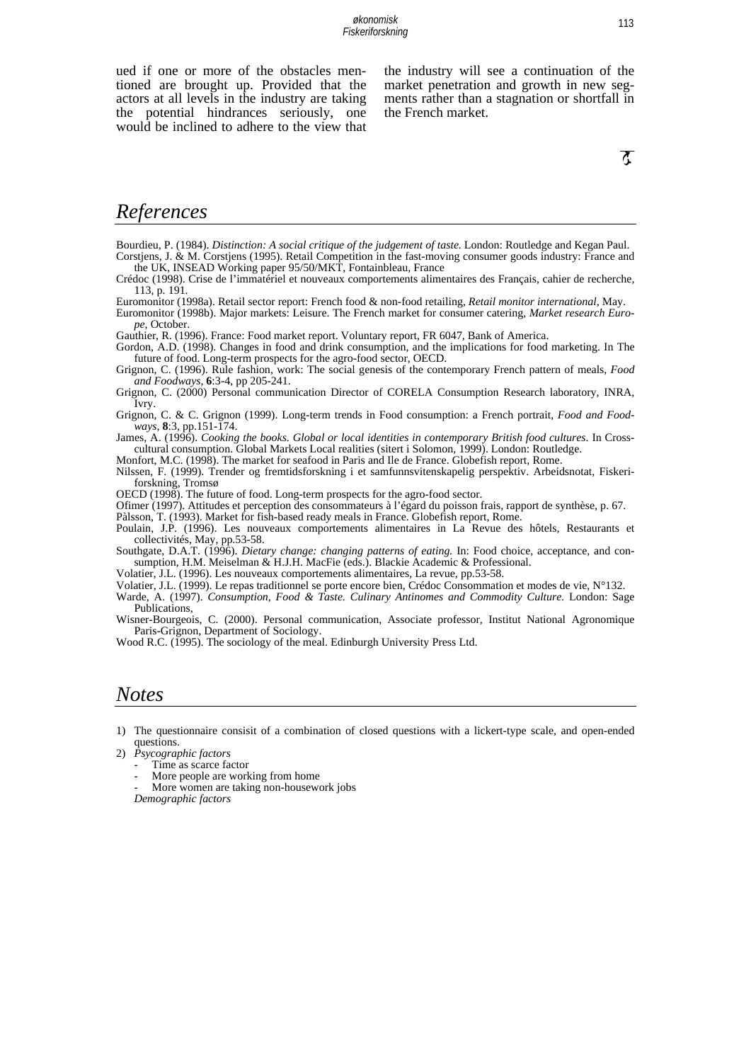ued if one or more of the obstacles mentioned are brought up. Provided that the actors at all levels in the industry are taking the potential hindrances seriously, one would be inclined to adhere to the view that the industry will see a continuation of the market penetration and growth in new segments rather than a stagnation or shortfall in the French market.

## *References*

Bourdieu, P. (1984). *Distinction: A social critique of the judgement of taste.* London: Routledge and Kegan Paul.

Corstjens, J. & M. Corstjens (1995). Retail Competition in the fast-moving consumer goods industry: France and the UK, INSEAD Working paper 95/50/MKT, Fontainbleau, France

Crédoc (1998). Crise de l'immatériel et nouveaux comportements alimentaires des Français, cahier de recherche, 113, p. 191.

Euromonitor (1998a). Retail sector report: French food & non-food retailing, *Retail monitor international*, May.

Euromonitor (1998b). Major markets: Leisure. The French market for consumer catering, *Market research Europe*, October.

Gauthier, R. (1996). France: Food market report. Voluntary report, FR 6047, Bank of America.

Gordon, A.D. (1998). Changes in food and drink consumption, and the implications for food marketing. In The future of food. Long-term prospects for the agro-food sector, OECD.

Grignon, C. (1996). Rule fashion, work: The social genesis of the contemporary French pattern of meals, *Food and Foodways*, **6**:3-4, pp 205-241.

Grignon, C. (2000) Personal communication Director of CORELA Consumption Research laboratory, INRA, Ivry.

Grignon, C. & C. Grignon (1999). Long-term trends in Food consumption: a French portrait, *Food and Foodways*, **8**:3, pp.151-174.

James, A. (1996). *Cooking the books. Global or local identities in contemporary British food cultures*. In Cross-cultural consumption. Global Markets Local realities (sitert i Solomon, 1999). London: Routledge.

Monfort, M.C. (1998). The market for seafood in Paris and Ile de France. Globefish report, Rome.

Nilssen, F. (1999). Trender og fremtidsforskning i et samfunnsvitenskapelig perspektiv. Arbeidsnotat, Fiskeriforskning, Tromsø

OECD (1998). The future of food. Long-term prospects for the agro-food sector.

Ofimer (1997). Attitudes et perception des consommateurs à l'égard du poisson frais, rapport de synthèse, p. 67.

Pàlsson, T. (1993). Market for fish-based ready meals in France. Globefish report, Rome.

Poulain, J.P. (1996). Les nouveaux comportements alimentaires in La Revue des hôtels, Restaurants et collectivités, May, pp.53-58.

Southgate, D.A.T. (1996). *Dietary change: changing patterns of eating.* In: Food choice, acceptance, and consumption, H.M. Meiselman & H.J.H. MacFie (eds.). Blackie Academic & Professional.

Volatier, J.L. (1996). Les nouveaux comportements alimentaires, La revue, pp.53-58.

Volatier, J.L. (1999). Le repas traditionnel se porte encore bien, Crédoc Consommation et modes de vie, N°132.

Warde, A. (1997). *Consumption, Food & Taste. Culinary Antinomes and Commodity Culture.* London: Sage Publications,

Wisner-Bourgeois, C. (2000). Personal communication, Associate professor, Institut National Agronomique Paris-Grignon, Department of Sociology.

Wood R.C. (1995). The sociology of the meal. Edinburgh University Press Ltd.

## *Notes*

1) The questionnaire consisit of a combination of closed questions with a lickert-type scale, and open-ended questions.
2) *Psycographic factors*
   - Time as scarce factor
   - More people are working from home
   - More women are taking non-housework jobs

   *Demographic factors*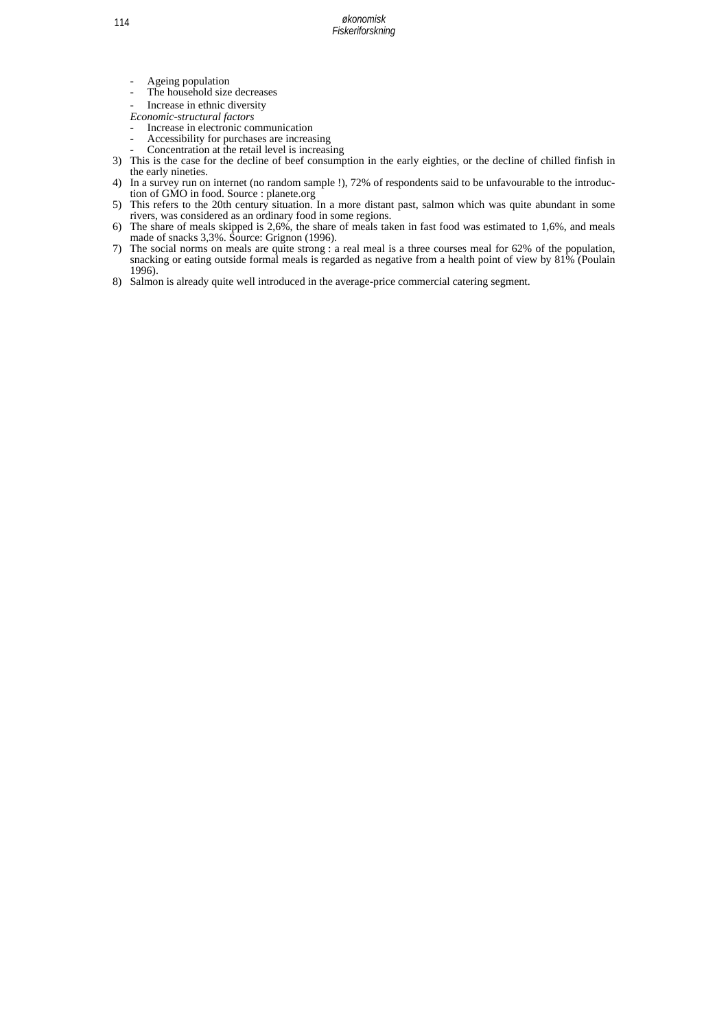- Ageing population
- The household size decreases
- Increase in ethnic diversity

*Economic-structural factors*

- Increase in electronic communication
- Accessibility for purchases are increasing
- Concentration at the retail level is increasing

3) This is the case for the decline of beef consumption in the early eighties, or the decline of chilled finfish in the early nineties.
4) In a survey run on internet (no random sample !), 72% of respondents said to be unfavourable to the introduction of GMO in food. Source : planete.org
5) This refers to the 20th century situation. In a more distant past, salmon which was quite abundant in some rivers, was considered as an ordinary food in some regions.
6) The share of meals skipped is 2,6%, the share of meals taken in fast food was estimated to 1,6%, and meals made of snacks 3,3%. Source: Grignon (1996).
7) The social norms on meals are quite strong : a real meal is a three courses meal for 62% of the population, snacking or eating outside formal meals is regarded as negative from a health point of view by 81% (Poulain 1996).
8) Salmon is already quite well introduced in the average-price commercial catering segment.